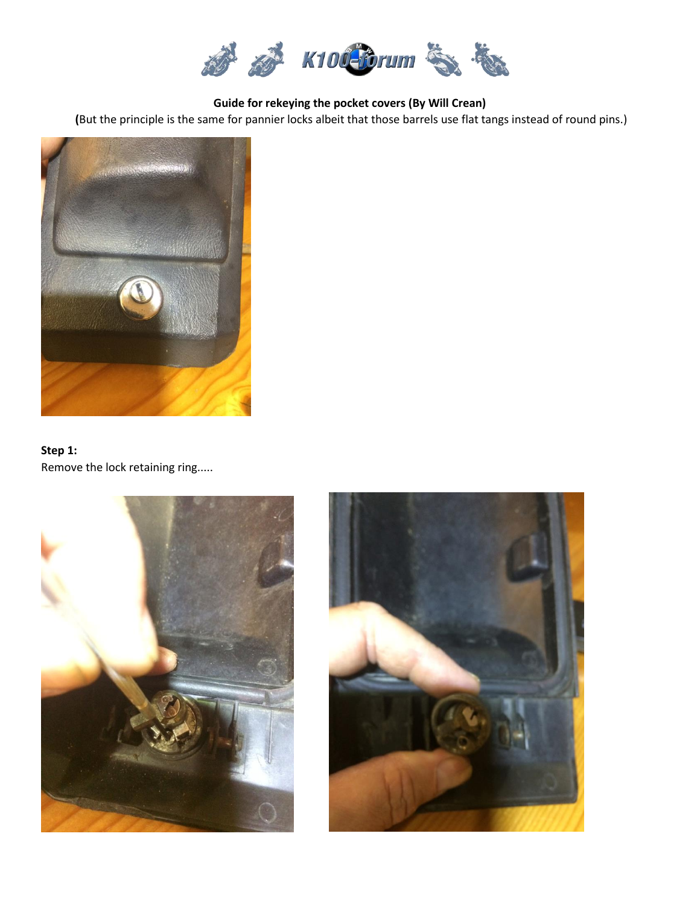**Guide for rekeying the pocket covers (By Will Crean)**

**(**But the principle is the same for pannier locks albeit that those barrels use flat tangs instead of round pins.)

**Step 1:**

Remove the lock retaining ring.....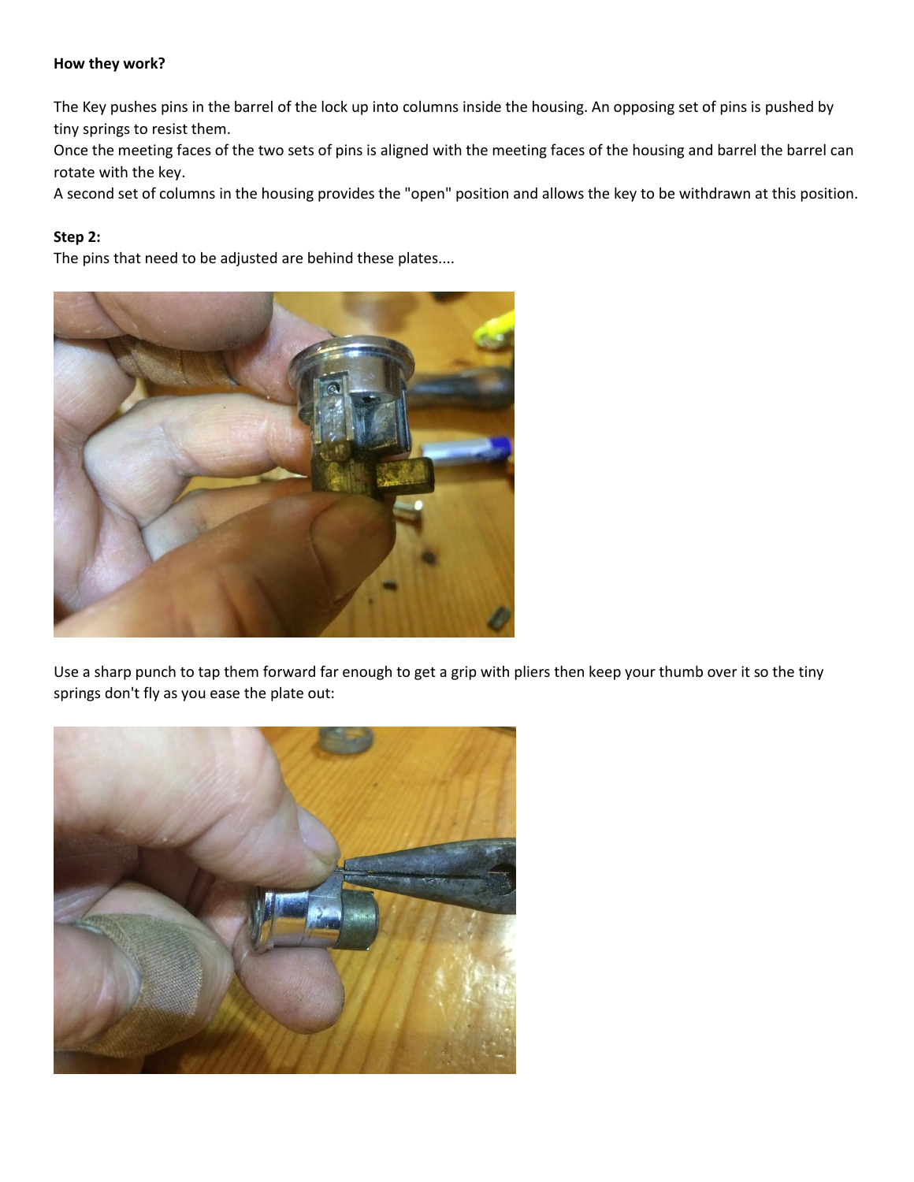**How they work?**

The Key pushes pins in the barrel of the lock up into columns inside the housing. An opposing set of pins is pushed by tiny springs to resist them.
Once the meeting faces of the two sets of pins is aligned with the meeting faces of the housing and barrel the barrel can rotate with the key.
A second set of columns in the housing provides the "open" position and allows the key to be withdrawn at this position.

**Step 2:**
The pins that need to be adjusted are behind these plates....

Use a sharp punch to tap them forward far enough to get a grip with pliers then keep your thumb over it so the tiny springs don't fly as you ease the plate out: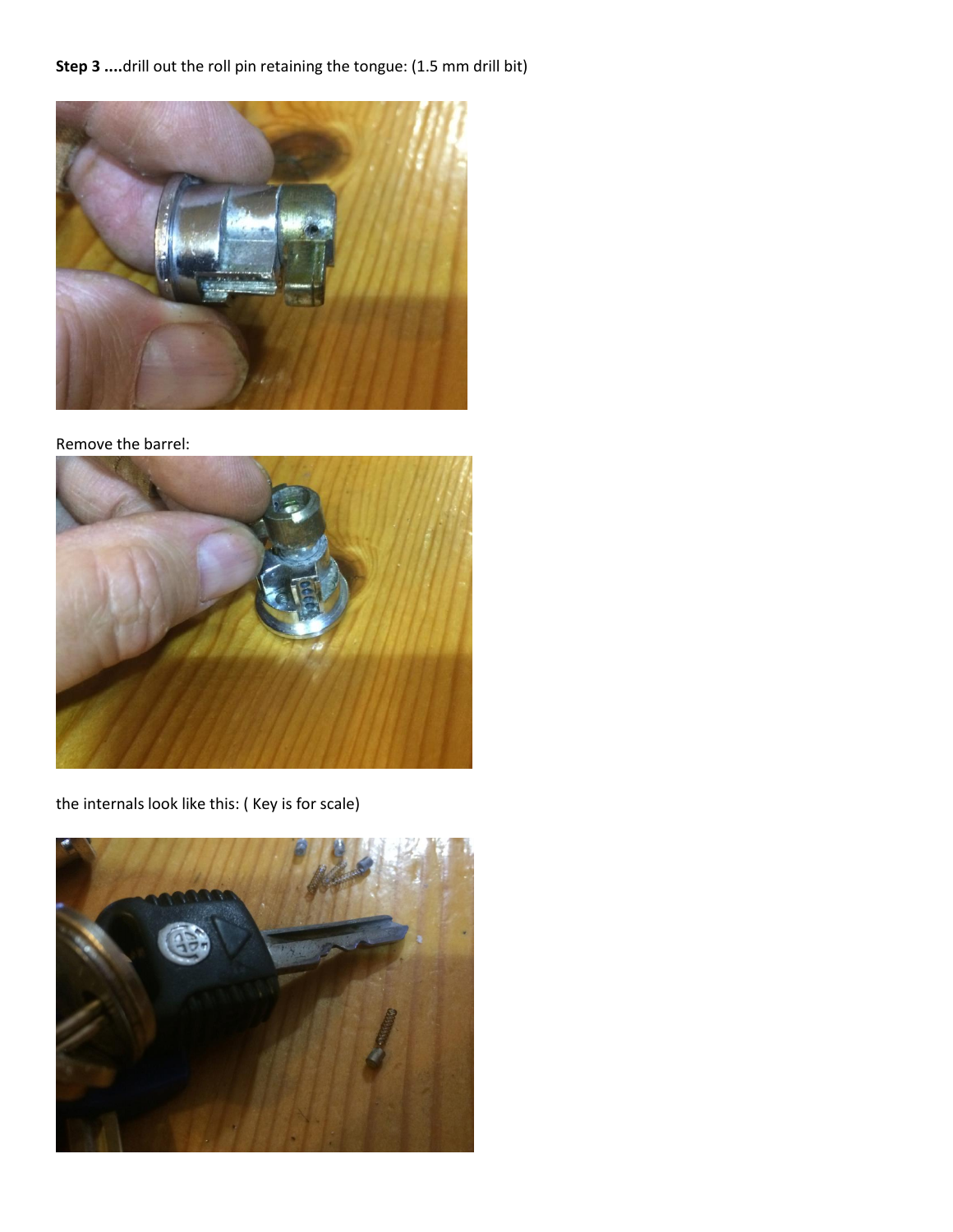**Step 3 ....**drill out the roll pin retaining the tongue: (1.5 mm drill bit)

Remove the barrel:

the internals look like this: ( Key is for scale)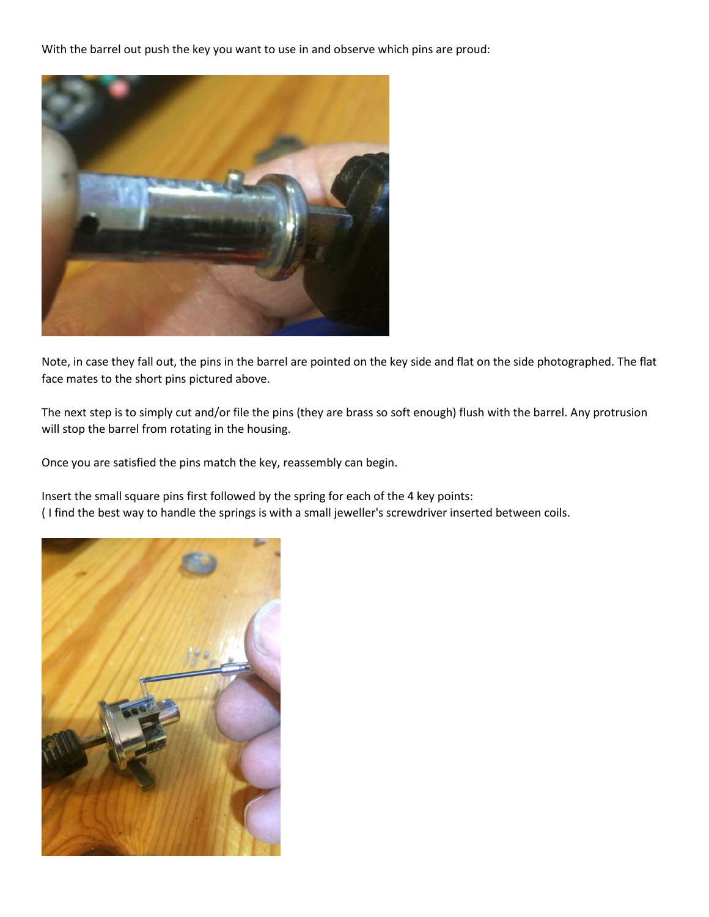With the barrel out push the key you want to use in and observe which pins are proud:

Note, in case they fall out, the pins in the barrel are pointed on the key side and flat on the side photographed. The flat face mates to the short pins pictured above.

The next step is to simply cut and/or file the pins (they are brass so soft enough) flush with the barrel. Any protrusion will stop the barrel from rotating in the housing.

Once you are satisfied the pins match the key, reassembly can begin.

Insert the small square pins first followed by the spring for each of the 4 key points:
( I find the best way to handle the springs is with a small jeweller's screwdriver inserted between coils.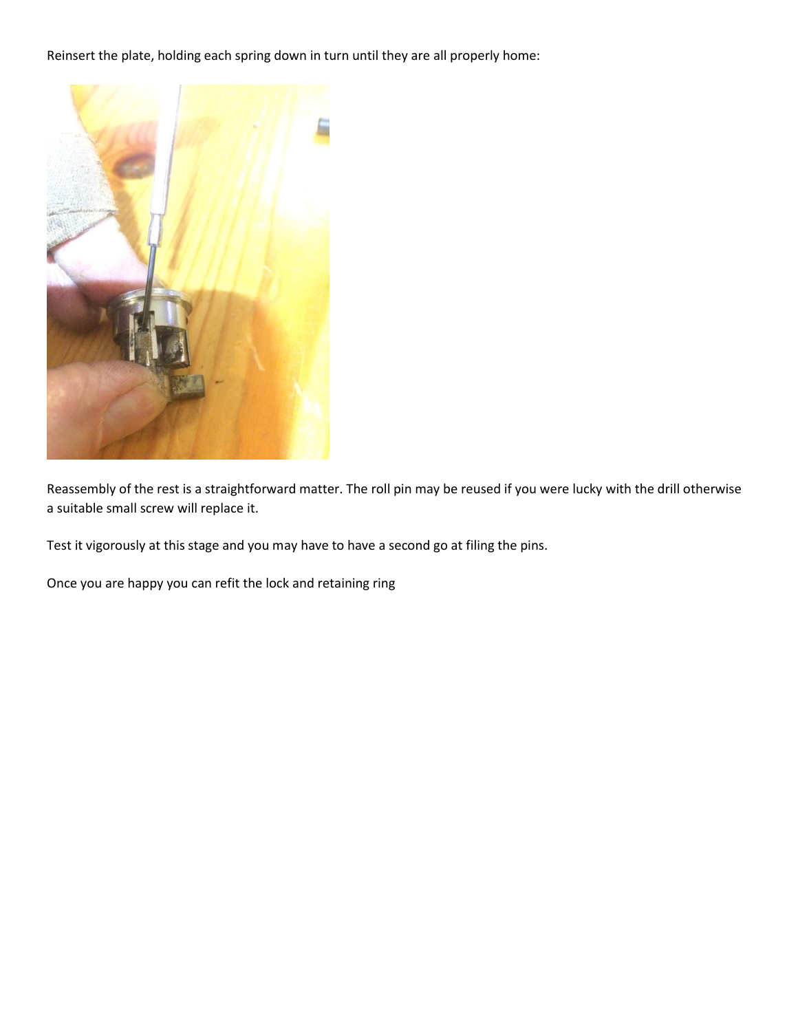Reinsert the plate, holding each spring down in turn until they are all properly home:

Reassembly of the rest is a straightforward matter. The roll pin may be reused if you were lucky with the drill otherwise a suitable small screw will replace it.

Test it vigorously at this stage and you may have to have a second go at filing the pins.

Once you are happy you can refit the lock and retaining ring